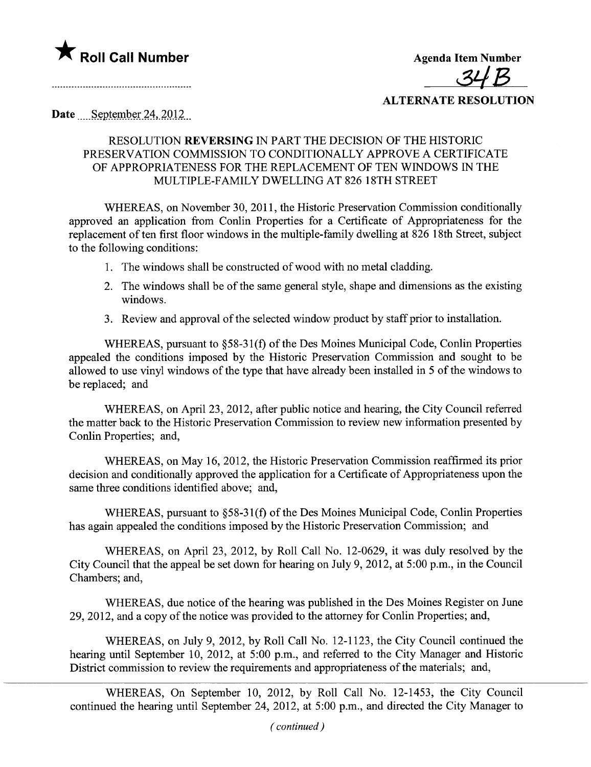★ **Roll Call Number**

.....................................................

**Agenda Item Number**

34B

**ALTERNATE RESOLUTION**

**Date** September 24, 2012

RESOLUTION **REVERSING** IN PART THE DECISION OF THE HISTORIC PRESERVATION COMMISSION TO CONDITIONALLY APPROVE A CERTIFICATE OF APPROPRIATENESS FOR THE REPLACEMENT OF TEN WINDOWS IN THE MULTIPLE-FAMILY DWELLING AT 826 18TH STREET

WHEREAS, on November 30, 2011, the Historic Preservation Commission conditionally approved an application from Conlin Properties for a Certificate of Appropriateness for the replacement of ten first floor windows in the multiple-family dwelling at 826 18th Street, subject to the following conditions:

1. The windows shall be constructed of wood with no metal cladding.
2. The windows shall be of the same general style, shape and dimensions as the existing windows.
3. Review and approval of the selected window product by staff prior to installation.

WHEREAS, pursuant to §58-31(f) of the Des Moines Municipal Code, Conlin Properties appealed the conditions imposed by the Historic Preservation Commission and sought to be allowed to use vinyl windows of the type that have already been installed in 5 of the windows to be replaced; and

WHEREAS, on April 23, 2012, after public notice and hearing, the City Council referred the matter back to the Historic Preservation Commission to review new information presented by Conlin Properties; and,

WHEREAS, on May 16, 2012, the Historic Preservation Commission reaffirmed its prior decision and conditionally approved the application for a Certificate of Appropriateness upon the same three conditions identified above; and,

WHEREAS, pursuant to §58-31(f) of the Des Moines Municipal Code, Conlin Properties has again appealed the conditions imposed by the Historic Preservation Commission; and

WHEREAS, on April 23, 2012, by Roll Call No. 12-0629, it was duly resolved by the City Council that the appeal be set down for hearing on July 9, 2012, at 5:00 p.m., in the Council Chambers; and,

WHEREAS, due notice of the hearing was published in the Des Moines Register on June 29, 2012, and a copy of the notice was provided to the attorney for Conlin Properties; and,

WHEREAS, on July 9, 2012, by Roll Call No. 12-1123, the City Council continued the hearing until September 10, 2012, at 5:00 p.m., and referred to the City Manager and Historic District commission to review the requirements and appropriateness of the materials; and,

WHEREAS, On September 10, 2012, by Roll Call No. 12-1453, the City Council continued the hearing until September 24, 2012, at 5:00 p.m., and directed the City Manager to

*(continued)*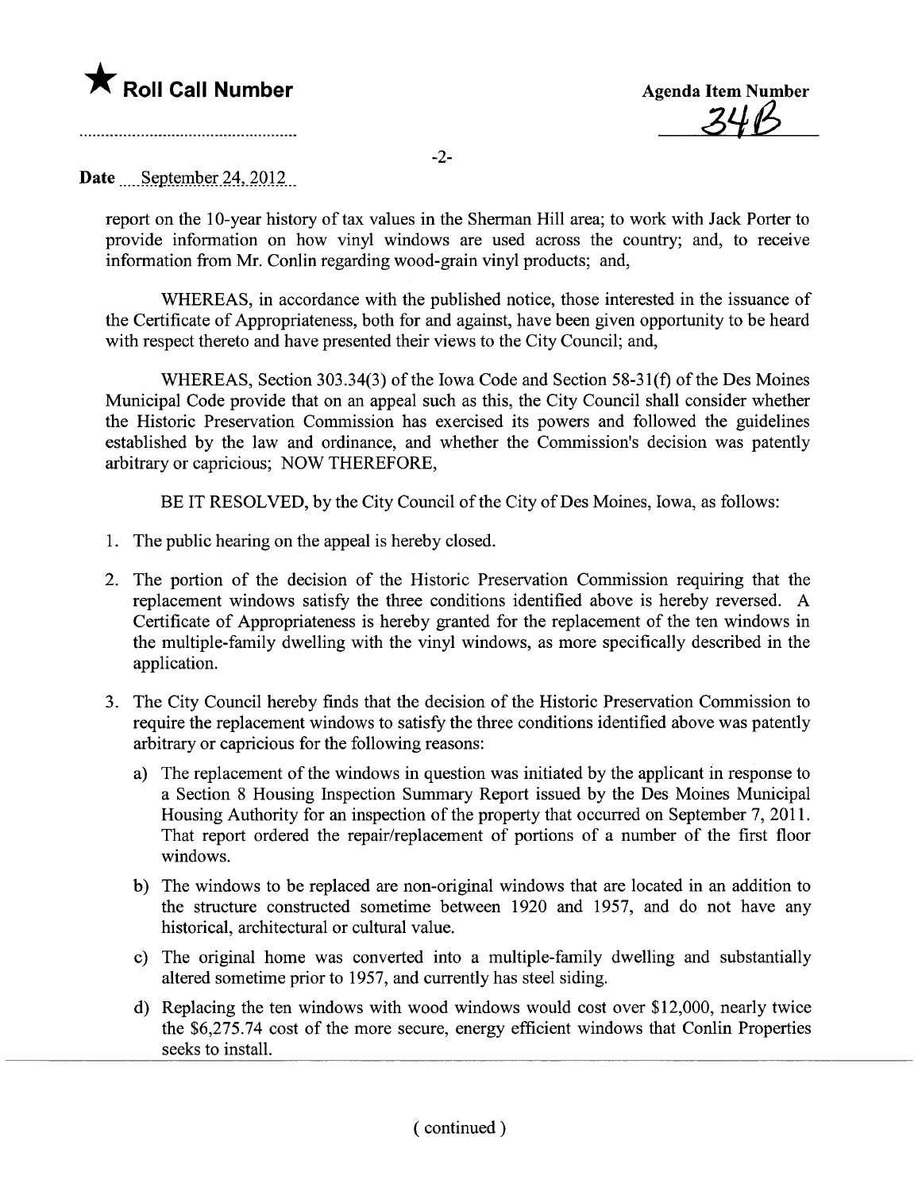★ **Roll Call Number**

**Agenda Item Number**
**34B**

**Date** September 24, 2012

report on the 10-year history of tax values in the Sherman Hill area; to work with Jack Porter to provide information on how vinyl windows are used across the country; and, to receive information from Mr. Conlin regarding wood-grain vinyl products; and,

WHEREAS, in accordance with the published notice, those interested in the issuance of the Certificate of Appropriateness, both for and against, have been given opportunity to be heard with respect thereto and have presented their views to the City Council; and,

WHEREAS, Section 303.34(3) of the Iowa Code and Section 58-31(f) of the Des Moines Municipal Code provide that on an appeal such as this, the City Council shall consider whether the Historic Preservation Commission has exercised its powers and followed the guidelines established by the law and ordinance, and whether the Commission's decision was patently arbitrary or capricious; NOW THEREFORE,

BE IT RESOLVED, by the City Council of the City of Des Moines, Iowa, as follows:

1. The public hearing on the appeal is hereby closed.

2. The portion of the decision of the Historic Preservation Commission requiring that the replacement windows satisfy the three conditions identified above is hereby reversed. A Certificate of Appropriateness is hereby granted for the replacement of the ten windows in the multiple-family dwelling with the vinyl windows, as more specifically described in the application.

3. The City Council hereby finds that the decision of the Historic Preservation Commission to require the replacement windows to satisfy the three conditions identified above was patently arbitrary or capricious for the following reasons:

   a) The replacement of the windows in question was initiated by the applicant in response to a Section 8 Housing Inspection Summary Report issued by the Des Moines Municipal Housing Authority for an inspection of the property that occurred on September 7, 2011. That report ordered the repair/replacement of portions of a number of the first floor windows.

   b) The windows to be replaced are non-original windows that are located in an addition to the structure constructed sometime between 1920 and 1957, and do not have any historical, architectural or cultural value.

   c) The original home was converted into a multiple-family dwelling and substantially altered sometime prior to 1957, and currently has steel siding.

   d) Replacing the ten windows with wood windows would cost over $12,000, nearly twice the $6,275.74 cost of the more secure, energy efficient windows that Conlin Properties seeks to install.

( continued )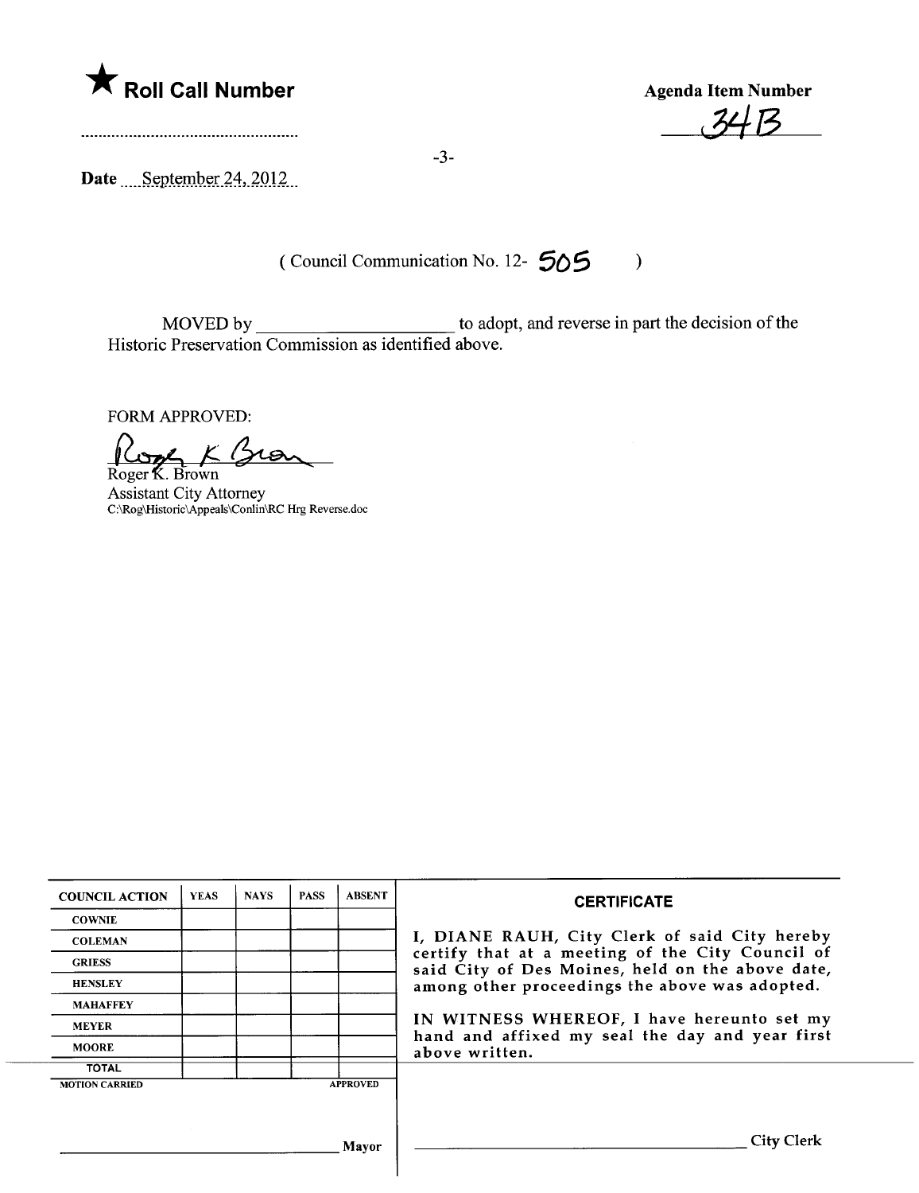★ **Roll Call Number**

.................................................

**Agenda Item Number**

34B

Date September 24, 2012

( Council Communication No. 12- 505 )

MOVED by ____________________ to adopt, and reverse in part the decision of the Historic Preservation Commission as identified above.

FORM APPROVED:

Roger K. Brown
Assistant City Attorney
C:\Rog\Historic\Appeals\Conlin\RC Hrg Reverse.doc

| COUNCIL ACTION | YEAS | NAYS | PASS | ABSENT |
|---|---|---|---|---|
| COWNIE | | | | |
| COLEMAN | | | | |
| GRIESS | | | | |
| HENSLEY | | | | |
| MAHAFFEY | | | | |
| MEYER | | | | |
| MOORE | | | | |
| TOTAL | | | | |

MOTION CARRIED APPROVED

______________________________ Mayor

**CERTIFICATE**

I, DIANE RAUH, City Clerk of said City hereby certify that at a meeting of the City Council of said City of Des Moines, held on the above date, among other proceedings the above was adopted.

IN WITNESS WHEREOF, I have hereunto set my hand and affixed my seal the day and year first above written.

______________________________ City Clerk